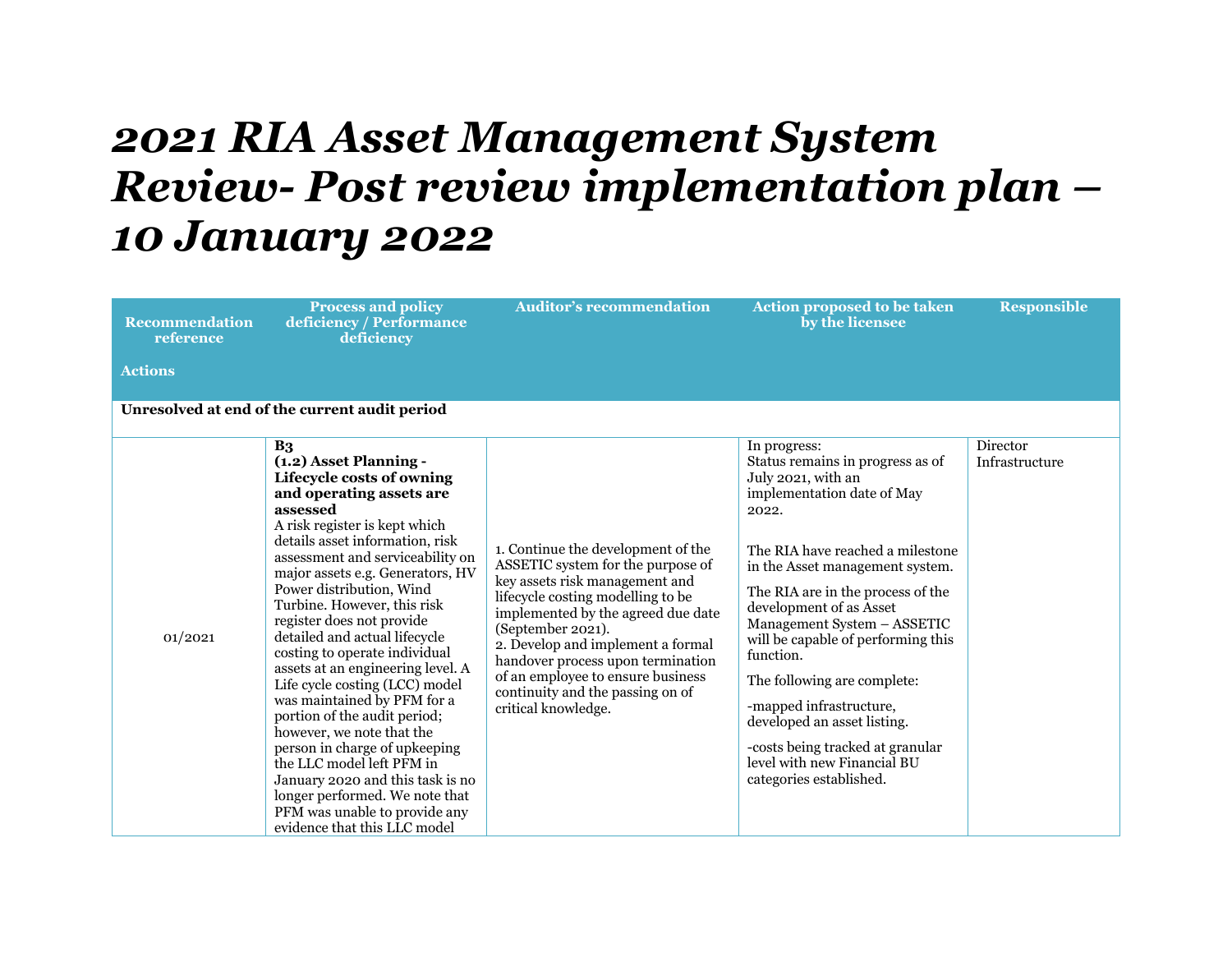# 2021 RIA Asset Management System Review- Post review implementation plan – 10 January 2022

| Recommendation reference<br><br>Actions | Process and policy deficiency / Performance deficiency | Auditor's recommendation | Action proposed to be taken by the licensee | Responsible |
|---|---|---|---|---|
| **Unresolved at end of the current audit period** | | | | |
| 01/2021 | **B3**<br>**(1.2) Asset Planning - Lifecycle costs of owning and operating assets are assessed**<br>A risk register is kept which details asset information, risk assessment and serviceability on major assets e.g. Generators, HV Power distribution, Wind Turbine. However, this risk register does not provide detailed and actual lifecycle costing to operate individual assets at an engineering level. A Life cycle costing (LCC) model was maintained by PFM for a portion of the audit period; however, we note that the person in charge of upkeeping the LLC model left PFM in January 2020 and this task is no longer performed. We note that PFM was unable to provide any evidence that this LLC model | 1. Continue the development of the ASSETIC system for the purpose of key assets risk management and lifecycle costing modelling to be implemented by the agreed due date (September 2021).<br>2. Develop and implement a formal handover process upon termination of an employee to ensure business continuity and the passing on of critical knowledge. | In progress:<br>Status remains in progress as of July 2021, with an implementation date of May 2022.<br><br>The RIA have reached a milestone in the Asset management system.<br><br>The RIA are in the process of the development of as Asset Management System – ASSETIC will be capable of performing this function.<br><br>The following are complete:<br><br>-mapped infrastructure, developed an asset listing.<br><br>-costs being tracked at granular level with new Financial BU categories established. | Director Infrastructure |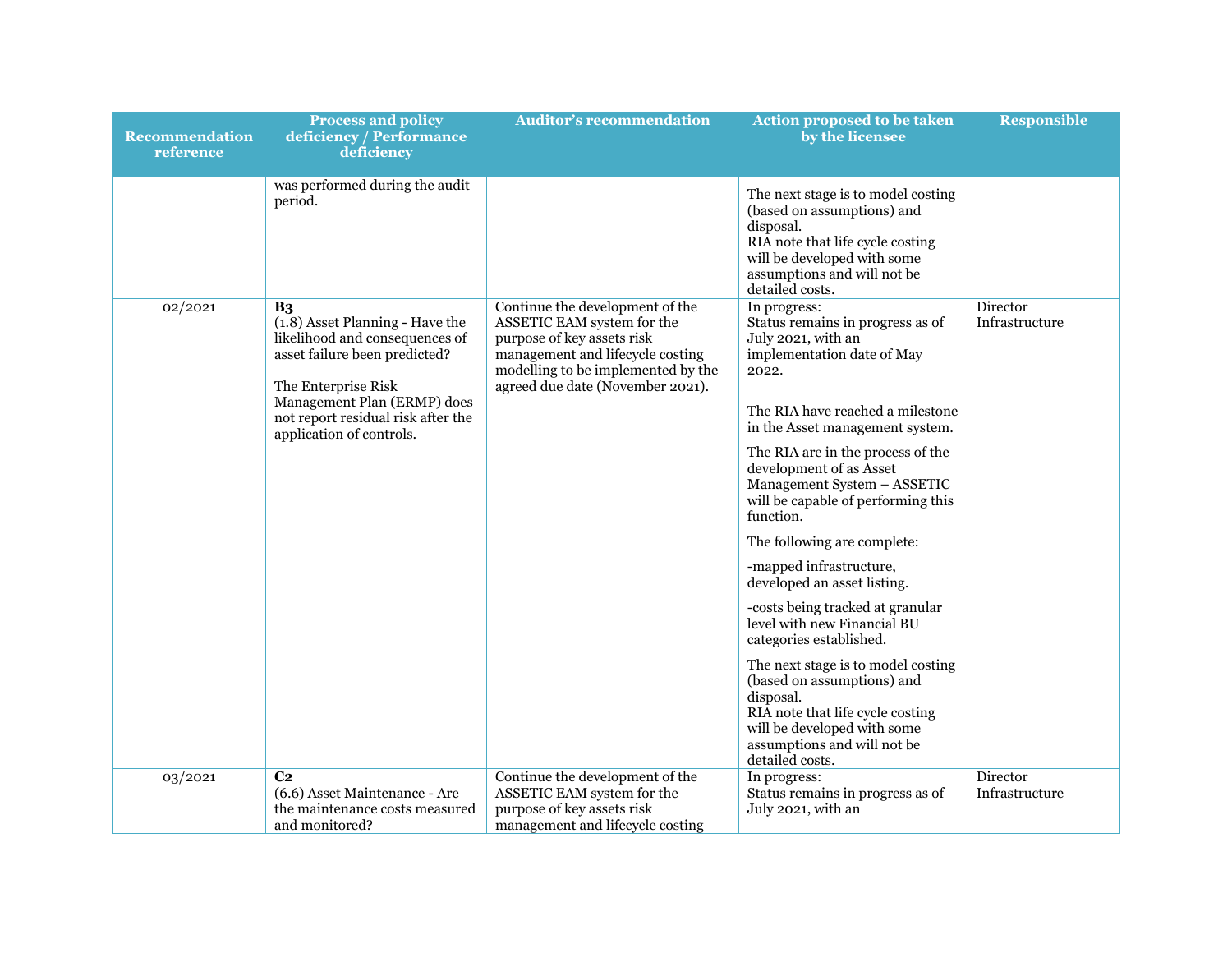| Recommendation reference | Process and policy deficiency / Performance deficiency | Auditor's recommendation | Action proposed to be taken by the licensee | Responsible |
| --- | --- | --- | --- | --- |
| | was performed during the audit period. | | The next stage is to model costing (based on assumptions) and disposal.<br>RIA note that life cycle costing will be developed with some assumptions and will not be detailed costs. | |
| 02/2021 | **B3**<br>(1.8) Asset Planning - Have the likelihood and consequences of asset failure been predicted?<br><br>The Enterprise Risk Management Plan (ERMP) does not report residual risk after the application of controls. | Continue the development of the ASSETIC EAM system for the purpose of key assets risk management and lifecycle costing modelling to be implemented by the agreed due date (November 2021). | In progress:<br>Status remains in progress as of July 2021, with an implementation date of May 2022.<br><br>The RIA have reached a milestone in the Asset management system.<br><br>The RIA are in the process of the development of as Asset Management System – ASSETIC will be capable of performing this function.<br><br>The following are complete:<br><br>-mapped infrastructure, developed an asset listing.<br><br>-costs being tracked at granular level with new Financial BU categories established.<br><br>The next stage is to model costing (based on assumptions) and disposal.<br>RIA note that life cycle costing will be developed with some assumptions and will not be detailed costs. | Director Infrastructure |
| 03/2021 | **C2**<br>(6.6) Asset Maintenance - Are the maintenance costs measured and monitored? | Continue the development of the ASSETIC EAM system for the purpose of key assets risk management and lifecycle costing | In progress:<br>Status remains in progress as of July 2021, with an | Director Infrastructure |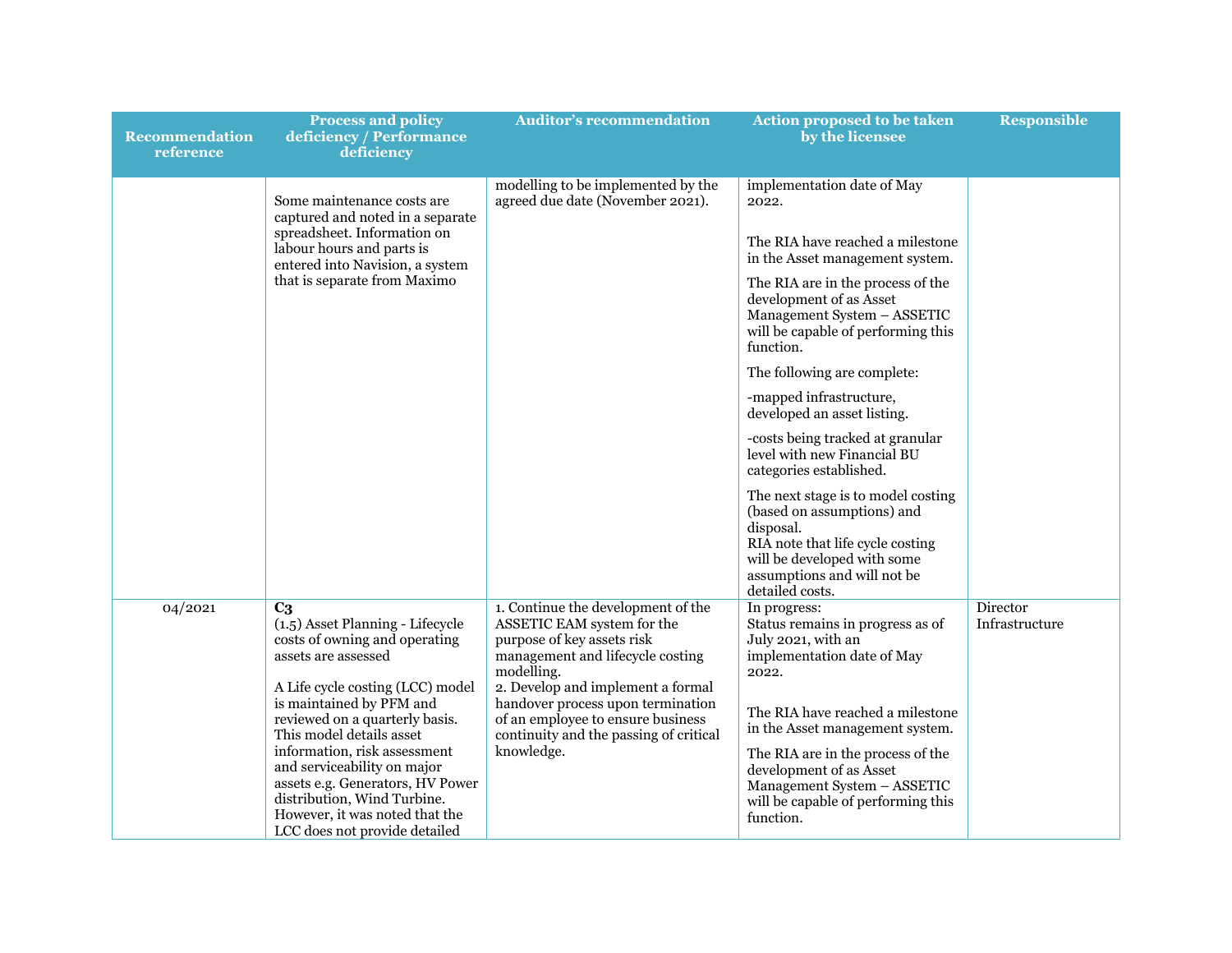| Recommendation reference | Process and policy deficiency / Performance deficiency | Auditor's recommendation | Action proposed to be taken by the licensee | Responsible |
|---|---|---|---|---|
| | Some maintenance costs are captured and noted in a separate spreadsheet. Information on labour hours and parts is entered into Navision, a system that is separate from Maximo | modelling to be implemented by the agreed due date (November 2021). | implementation date of May 2022.<br><br>The RIA have reached a milestone in the Asset management system.<br><br>The RIA are in the process of the development of as Asset Management System – ASSETIC will be capable of performing this function.<br><br>The following are complete:<br><br>-mapped infrastructure, developed an asset listing.<br><br>-costs being tracked at granular level with new Financial BU categories established.<br><br>The next stage is to model costing (based on assumptions) and disposal.<br>RIA note that life cycle costing will be developed with some assumptions and will not be detailed costs. | |
| 04/2021 | **C3**<br>(1.5) Asset Planning - Lifecycle costs of owning and operating assets are assessed<br><br>A Life cycle costing (LCC) model is maintained by PFM and reviewed on a quarterly basis. This model details asset information, risk assessment and serviceability on major assets e.g. Generators, HV Power distribution, Wind Turbine. However, it was noted that the LCC does not provide detailed | 1. Continue the development of the ASSETIC EAM system for the purpose of key assets risk management and lifecycle costing modelling.<br>2. Develop and implement a formal handover process upon termination of an employee to ensure business continuity and the passing of critical knowledge. | In progress:<br>Status remains in progress as of July 2021, with an implementation date of May 2022.<br><br>The RIA have reached a milestone in the Asset management system.<br><br>The RIA are in the process of the development of as Asset Management System – ASSETIC will be capable of performing this function. | Director Infrastructure |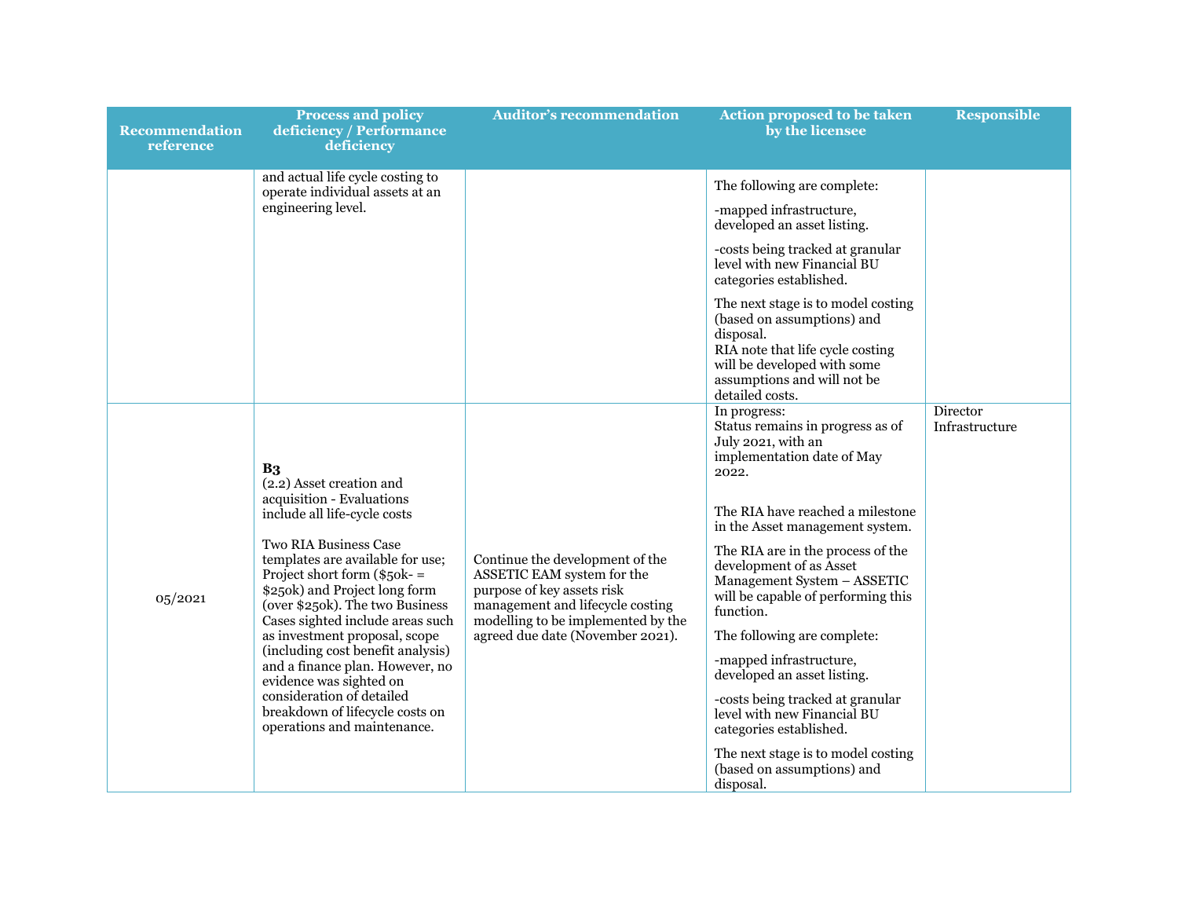| Recommendation reference | Process and policy deficiency / Performance deficiency | Auditor's recommendation | Action proposed to be taken by the licensee | Responsible |
|---|---|---|---|---|
| | and actual life cycle costing to operate individual assets at an engineering level. | | The following are complete:<br><br>-mapped infrastructure, developed an asset listing.<br><br>-costs being tracked at granular level with new Financial BU categories established.<br><br>The next stage is to model costing (based on assumptions) and disposal.<br>RIA note that life cycle costing will be developed with some assumptions and will not be detailed costs. | |
| 05/2021 | **B3**<br>(2.2) Asset creation and acquisition - Evaluations include all life-cycle costs<br><br>Two RIA Business Case templates are available for use; Project short form ($50k- = $250k) and Project long form (over $250k). The two Business Cases sighted include areas such as investment proposal, scope (including cost benefit analysis) and a finance plan. However, no evidence was sighted on consideration of detailed breakdown of lifecycle costs on operations and maintenance. | Continue the development of the ASSETIC EAM system for the purpose of key assets risk management and lifecycle costing modelling to be implemented by the agreed due date (November 2021). | In progress:<br>Status remains in progress as of July 2021, with an implementation date of May 2022.<br><br>The RIA have reached a milestone in the Asset management system.<br><br>The RIA are in the process of the development of as Asset Management System – ASSETIC will be capable of performing this function.<br><br>The following are complete:<br><br>-mapped infrastructure, developed an asset listing.<br><br>-costs being tracked at granular level with new Financial BU categories established.<br><br>The next stage is to model costing (based on assumptions) and disposal. | Director Infrastructure |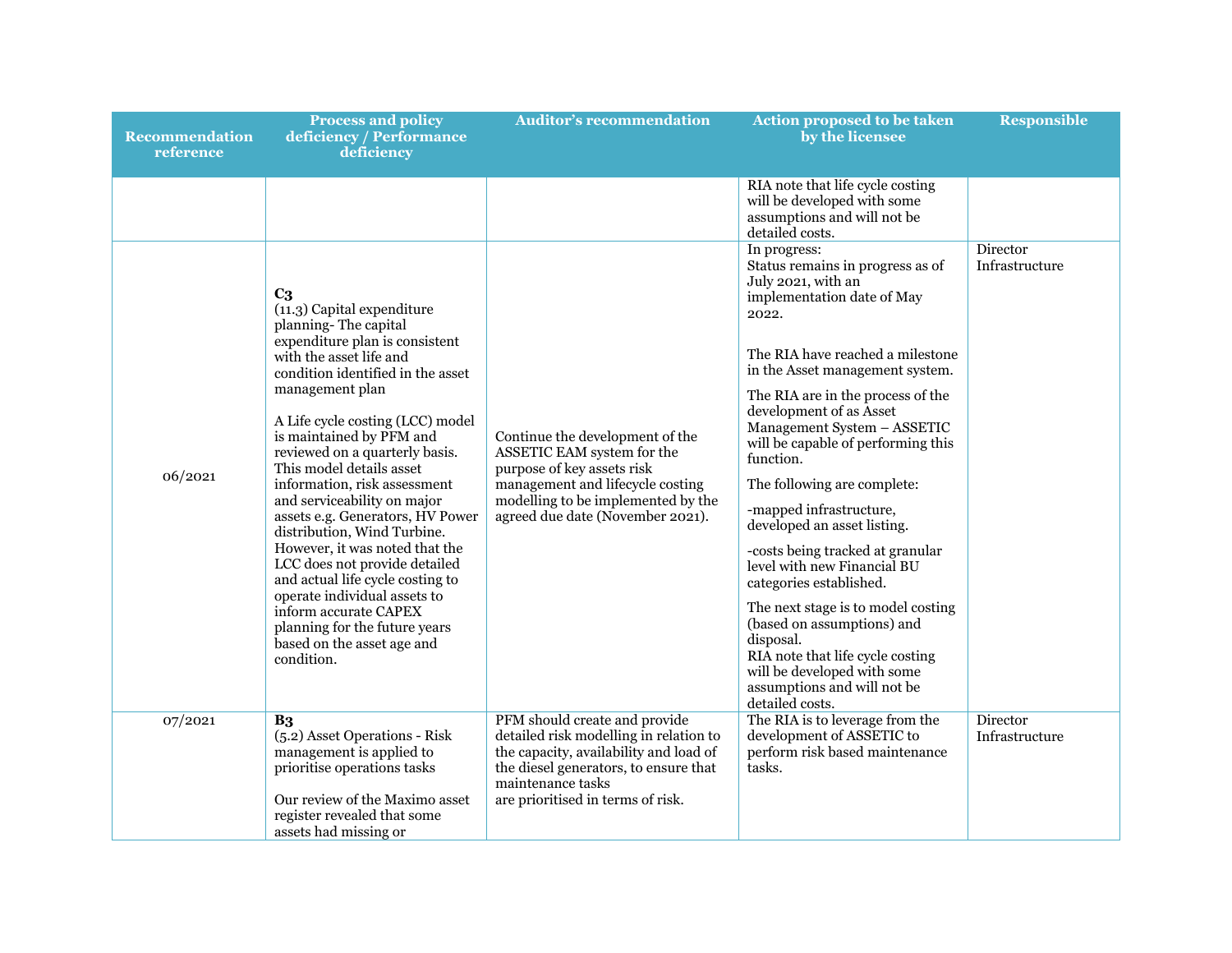| Recommendation reference | Process and policy deficiency / Performance deficiency | Auditor's recommendation | Action proposed to be taken by the licensee | Responsible |
| --- | --- | --- | --- | --- |
| | | | RIA note that life cycle costing will be developed with some assumptions and will not be detailed costs. | |
| 06/2021 | **C3**<br>(11.3) Capital expenditure planning- The capital expenditure plan is consistent with the asset life and condition identified in the asset management plan<br><br>A Life cycle costing (LCC) model is maintained by PFM and reviewed on a quarterly basis. This model details asset information, risk assessment and serviceability on major assets e.g. Generators, HV Power distribution, Wind Turbine. However, it was noted that the LCC does not provide detailed and actual life cycle costing to operate individual assets to inform accurate CAPEX planning for the future years based on the asset age and condition. | Continue the development of the ASSETIC EAM system for the purpose of key assets risk management and lifecycle costing modelling to be implemented by the agreed due date (November 2021). | In progress:<br>Status remains in progress as of July 2021, with an implementation date of May 2022.<br><br>The RIA have reached a milestone in the Asset management system.<br><br>The RIA are in the process of the development of as Asset Management System – ASSETIC will be capable of performing this function.<br><br>The following are complete:<br><br>-mapped infrastructure, developed an asset listing.<br><br>-costs being tracked at granular level with new Financial BU categories established.<br><br>The next stage is to model costing (based on assumptions) and disposal.<br>RIA note that life cycle costing will be developed with some assumptions and will not be detailed costs. | Director Infrastructure |
| 07/2021 | **B3**<br>(5.2) Asset Operations - Risk management is applied to prioritise operations tasks<br><br>Our review of the Maximo asset register revealed that some assets had missing or | PFM should create and provide detailed risk modelling in relation to the capacity, availability and load of the diesel generators, to ensure that maintenance tasks are prioritised in terms of risk. | The RIA is to leverage from the development of ASSETIC to perform risk based maintenance tasks. | Director Infrastructure |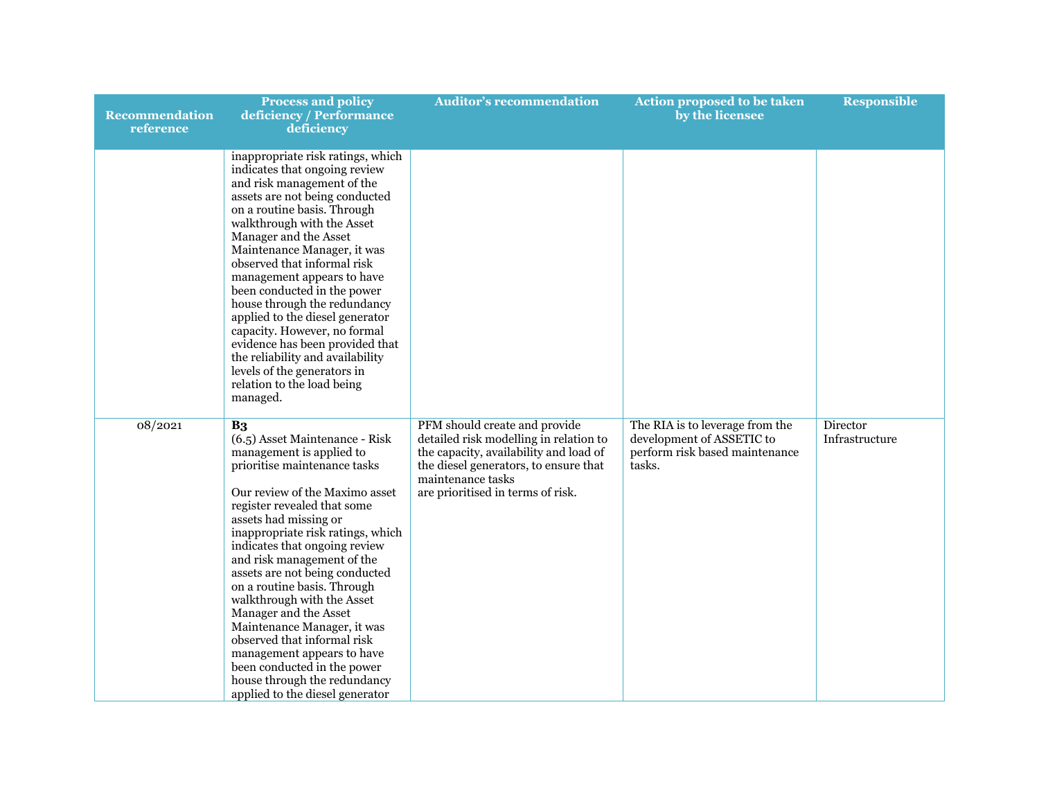| Recommendation reference | Process and policy deficiency / Performance deficiency | Auditor's recommendation | Action proposed to be taken by the licensee | Responsible |
|---|---|---|---|---|
| | inappropriate risk ratings, which indicates that ongoing review and risk management of the assets are not being conducted on a routine basis. Through walkthrough with the Asset Manager and the Asset Maintenance Manager, it was observed that informal risk management appears to have been conducted in the power house through the redundancy applied to the diesel generator capacity. However, no formal evidence has been provided that the reliability and availability levels of the generators in relation to the load being managed. | | | |
| 08/2021 | **B3**<br>(6.5) Asset Maintenance - Risk management is applied to prioritise maintenance tasks<br><br>Our review of the Maximo asset register revealed that some assets had missing or inappropriate risk ratings, which indicates that ongoing review and risk management of the assets are not being conducted on a routine basis. Through walkthrough with the Asset Manager and the Asset Maintenance Manager, it was observed that informal risk management appears to have been conducted in the power house through the redundancy applied to the diesel generator | PFM should create and provide detailed risk modelling in relation to the capacity, availability and load of the diesel generators, to ensure that maintenance tasks are prioritised in terms of risk. | The RIA is to leverage from the development of ASSETIC to perform risk based maintenance tasks. | Director Infrastructure |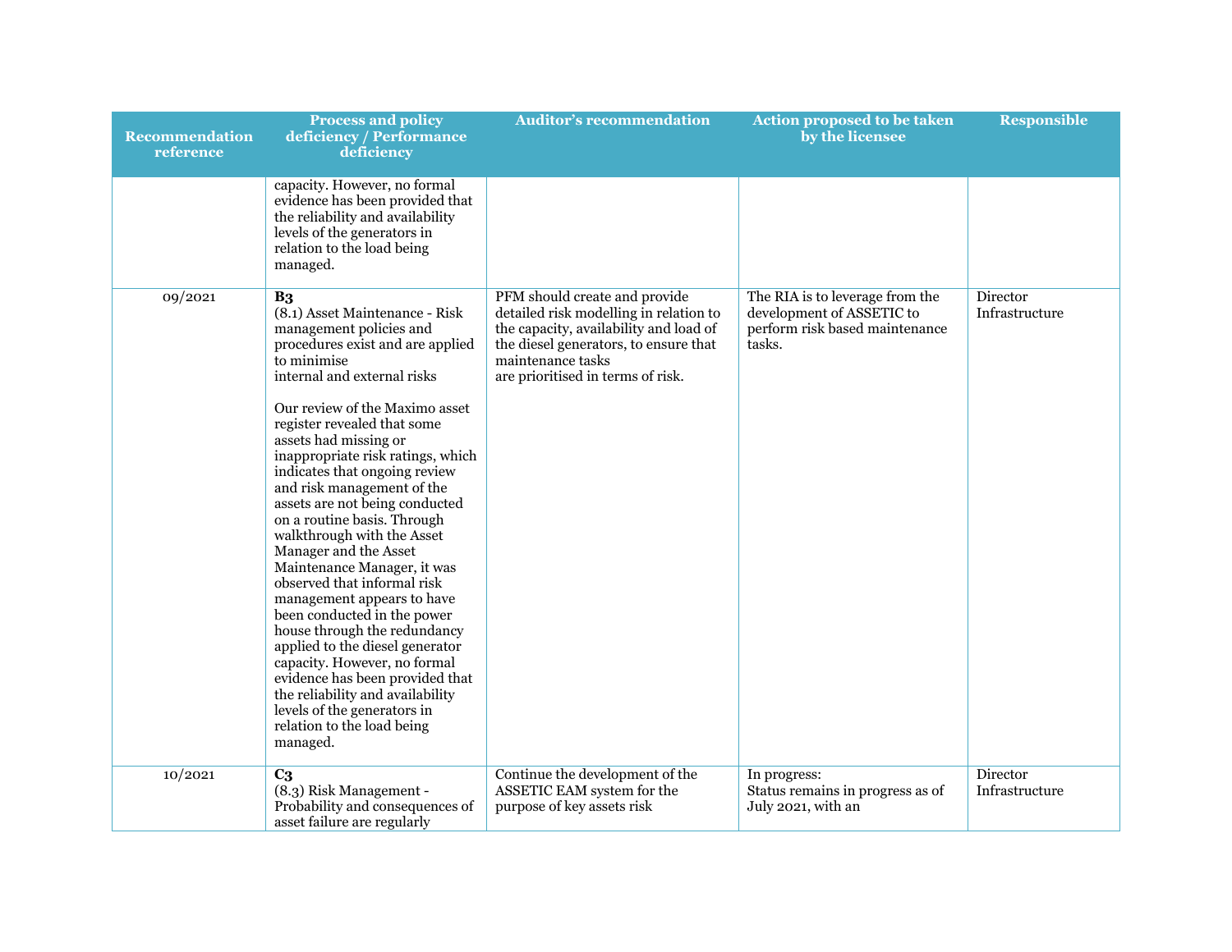| Recommendation reference | Process and policy deficiency / Performance deficiency | Auditor's recommendation | Action proposed to be taken by the licensee | Responsible |
|---|---|---|---|---|
| | capacity. However, no formal evidence has been provided that the reliability and availability levels of the generators in relation to the load being managed. | | | |
| 09/2021 | **B3**<br>(8.1) Asset Maintenance - Risk management policies and procedures exist and are applied to minimise internal and external risks<br><br>Our review of the Maximo asset register revealed that some assets had missing or inappropriate risk ratings, which indicates that ongoing review and risk management of the assets are not being conducted on a routine basis. Through walkthrough with the Asset Manager and the Asset Maintenance Manager, it was observed that informal risk management appears to have been conducted in the power house through the redundancy applied to the diesel generator capacity. However, no formal evidence has been provided that the reliability and availability levels of the generators in relation to the load being managed. | PFM should create and provide detailed risk modelling in relation to the capacity, availability and load of the diesel generators, to ensure that maintenance tasks are prioritised in terms of risk. | The RIA is to leverage from the development of ASSETIC to perform risk based maintenance tasks. | Director Infrastructure |
| 10/2021 | **C3**<br>(8.3) Risk Management - Probability and consequences of asset failure are regularly | Continue the development of the ASSETIC EAM system for the purpose of key assets risk | In progress:<br>Status remains in progress as of July 2021, with an | Director Infrastructure |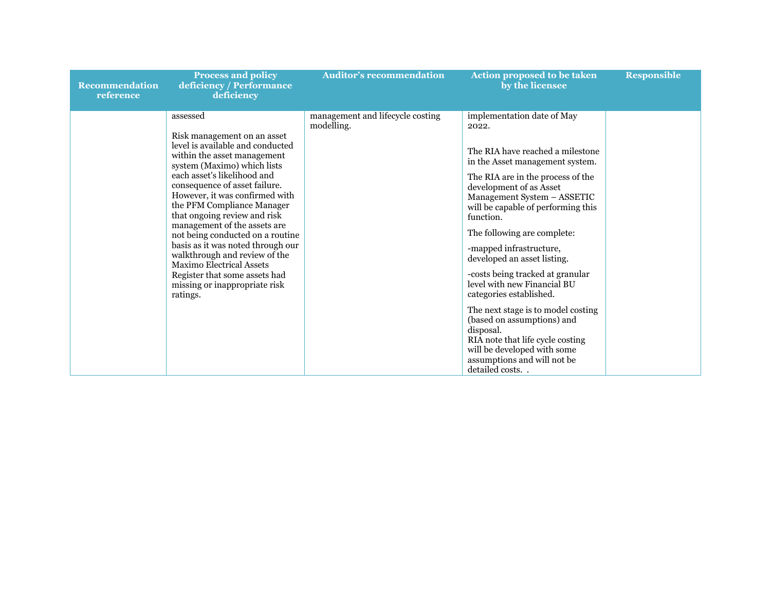| Recommendation reference | Process and policy deficiency / Performance deficiency | Auditor's recommendation | Action proposed to be taken by the licensee | Responsible |
|---|---|---|---|---|
| | assessed<br><br>Risk management on an asset level is available and conducted within the asset management system (Maximo) which lists each asset's likelihood and consequence of asset failure. However, it was confirmed with the PFM Compliance Manager that ongoing review and risk management of the assets are not being conducted on a routine basis as it was noted through our walkthrough and review of the Maximo Electrical Assets Register that some assets had missing or inappropriate risk ratings. | management and lifecycle costing modelling. | implementation date of May 2022.<br><br>The RIA have reached a milestone in the Asset management system.<br><br>The RIA are in the process of the development of as Asset Management System – ASSETIC will be capable of performing this function.<br><br>The following are complete:<br><br>-mapped infrastructure, developed an asset listing.<br><br>-costs being tracked at granular level with new Financial BU categories established.<br><br>The next stage is to model costing (based on assumptions) and disposal.<br>RIA note that life cycle costing will be developed with some assumptions and will not be detailed costs. . | |